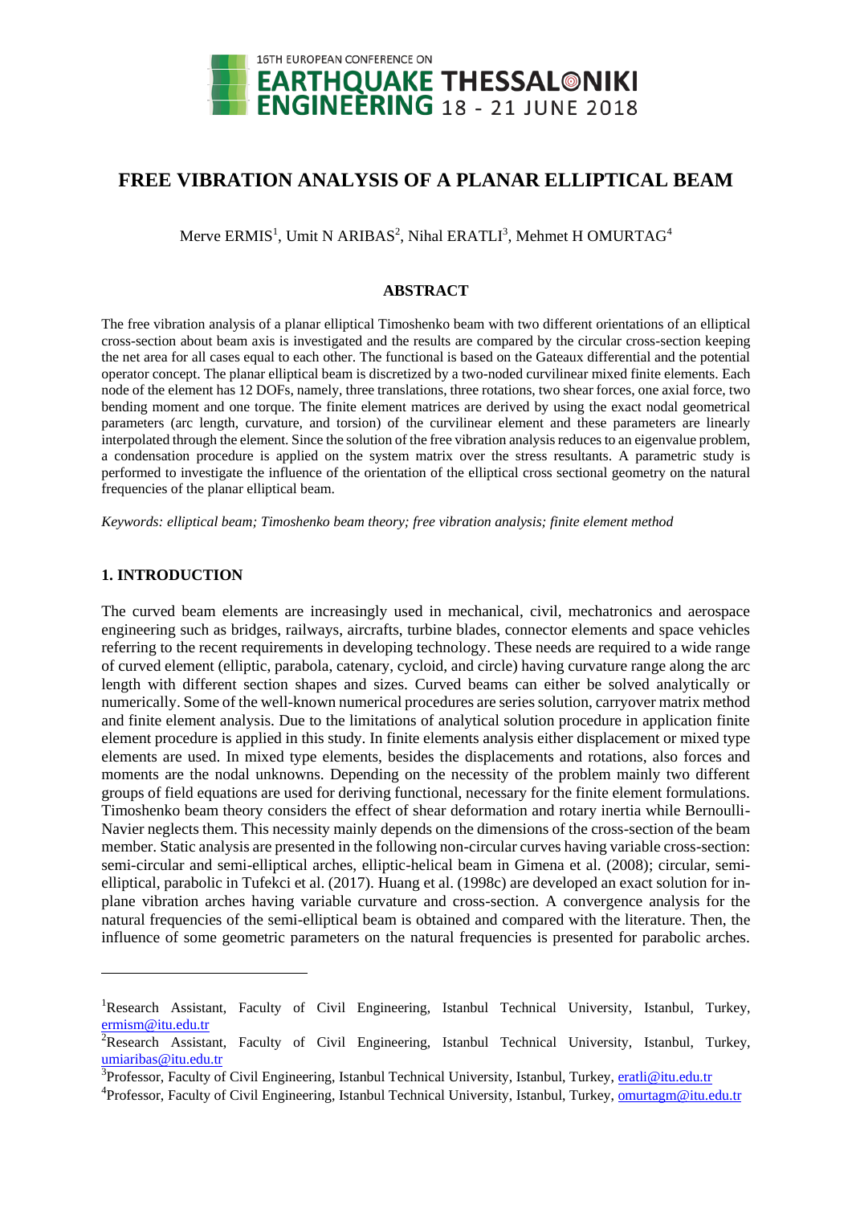# FREE VIBRATION ANALYSIS OF A PLANAR ELLIPTICAL BEAM

Merve ERMIS[1], Umit N ARIBAS[2], Nihal ERATLI[3], Mehmet H OMURTAG[4]

## ABSTRACT

The free vibration analysis of a planar elliptical Timoshenko beam with two different orientations of an elliptical cross-section about beam axis is investigated and the results are compared by the circular cross-section keeping the net area for all cases equal to each other. The functional is based on the Gateaux differential and the potential operator concept. The planar elliptical beam is discretized by a two-noded curvilinear mixed finite elements. Each node of the element has 12 DOFs, namely, three translations, three rotations, two shear forces, one axial force, two bending moment and one torque. The finite element matrices are derived by using the exact nodal geometrical parameters (arc length, curvature, and torsion) of the curvilinear element and these parameters are linearly interpolated through the element. Since the solution of the free vibration analysis reduces to an eigenvalue problem, a condensation procedure is applied on the system matrix over the stress resultants. A parametric study is performed to investigate the influence of the orientation of the elliptical cross sectional geometry on the natural frequencies of the planar elliptical beam.

*Keywords: elliptical beam; Timoshenko beam theory; free vibration analysis; finite element method*

## 1. INTRODUCTION

The curved beam elements are increasingly used in mechanical, civil, mechatronics and aerospace engineering such as bridges, railways, aircrafts, turbine blades, connector elements and space vehicles referring to the recent requirements in developing technology. These needs are required to a wide range of curved element (elliptic, parabola, catenary, cycloid, and circle) having curvature range along the arc length with different section shapes and sizes. Curved beams can either be solved analytically or numerically. Some of the well-known numerical procedures are series solution, carryover matrix method and finite element analysis. Due to the limitations of analytical solution procedure in application finite element procedure is applied in this study. In finite elements analysis either displacement or mixed type elements are used. In mixed type elements, besides the displacements and rotations, also forces and moments are the nodal unknowns. Depending on the necessity of the problem mainly two different groups of field equations are used for deriving functional, necessary for the finite element formulations. Timoshenko beam theory considers the effect of shear deformation and rotary inertia while Bernoulli-Navier neglects them. This necessity mainly depends on the dimensions of the cross-section of the beam member. Static analysis are presented in the following non-circular curves having variable cross-section: semi-circular and semi-elliptical arches, elliptic-helical beam in Gimena et al. (2008); circular, semi-elliptical, parabolic in Tufekci et al. (2017). Huang et al. (1998c) are developed an exact solution for in-plane vibration arches having variable curvature and cross-section. A convergence analysis for the natural frequencies of the semi-elliptical beam is obtained and compared with the literature. Then, the influence of some geometric parameters on the natural frequencies is presented for parabolic arches.

---

[1]Research Assistant, Faculty of Civil Engineering, Istanbul Technical University, Istanbul, Turkey, ermism@itu.edu.tr

[2]Research Assistant, Faculty of Civil Engineering, Istanbul Technical University, Istanbul, Turkey, umiaribas@itu.edu.tr

[3]Professor, Faculty of Civil Engineering, Istanbul Technical University, Istanbul, Turkey, eratli@itu.edu.tr

[4]Professor, Faculty of Civil Engineering, Istanbul Technical University, Istanbul, Turkey, omurtagm@itu.edu.tr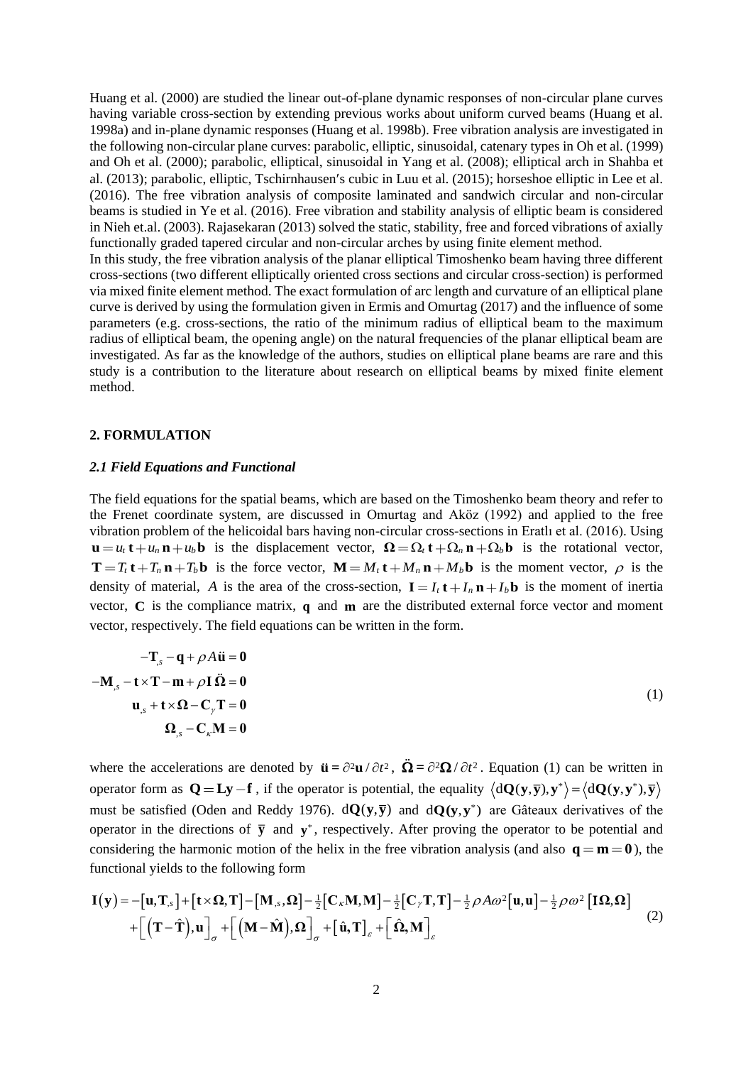Huang et al. (2000) are studied the linear out-of-plane dynamic responses of non-circular plane curves having variable cross-section by extending previous works about uniform curved beams (Huang et al. 1998a) and in-plane dynamic responses (Huang et al. 1998b). Free vibration analysis are investigated in the following non-circular plane curves: parabolic, elliptic, sinusoidal, catenary types in Oh et al. (1999) and Oh et al. (2000); parabolic, elliptical, sinusoidal in Yang et al. (2008); elliptical arch in Shahba et al. (2013); parabolic, elliptic, Tschirnhausen′s cubic in Luu et al. (2015); horseshoe elliptic in Lee et al. (2016). The free vibration analysis of composite laminated and sandwich circular and non-circular beams is studied in Ye et al. (2016). Free vibration and stability analysis of elliptic beam is considered in Nieh et.al. (2003). Rajasekaran (2013) solved the static, stability, free and forced vibrations of axially functionally graded tapered circular and non-circular arches by using finite element method.

In this study, the free vibration analysis of the planar elliptical Timoshenko beam having three different cross-sections (two different elliptically oriented cross sections and circular cross-section) is performed via mixed finite element method. The exact formulation of arc length and curvature of an elliptical plane curve is derived by using the formulation given in Ermis and Omurtag (2017) and the influence of some parameters (e.g. cross-sections, the ratio of the minimum radius of elliptical beam to the maximum radius of elliptical beam, the opening angle) on the natural frequencies of the planar elliptical beam are investigated. As far as the knowledge of the authors, studies on elliptical plane beams are rare and this study is a contribution to the literature about research on elliptical beams by mixed finite element method.

## 2. FORMULATION

### *2.1 Field Equations and Functional*

The field equations for the spatial beams, which are based on the Timoshenko beam theory and refer to the Frenet coordinate system, are discussed in Omurtag and Aköz (1992) and applied to the free vibration problem of the helicoidal bars having non-circular cross-sections in Eratlı et al. (2016). Using $\mathbf{u} = u_t\,\mathbf{t} + u_n\,\mathbf{n} + u_b\,\mathbf{b}$ is the displacement vector, $\mathbf{\Omega} = \Omega_t\,\mathbf{t} + \Omega_n\,\mathbf{n} + \Omega_b\,\mathbf{b}$ is the rotational vector, $\mathbf{T} = T_t\,\mathbf{t} + T_n\,\mathbf{n} + T_b\,\mathbf{b}$ is the force vector, $\mathbf{M} = M_t\,\mathbf{t} + M_n\,\mathbf{n} + M_b\,\mathbf{b}$ is the moment vector, $\rho$ is the density of material, $A$ is the area of the cross-section, $\mathbf{I} = I_t\,\mathbf{t} + I_n\,\mathbf{n} + I_b\,\mathbf{b}$ is the moment of inertia vector, $\mathbf{C}$ is the compliance matrix, $\mathbf{q}$ and $\mathbf{m}$ are the distributed external force vector and moment vector, respectively. The field equations can be written in the form.

$$
\begin{aligned}
-\mathbf{T}_{,s} - \mathbf{q} + \rho A \ddot{\mathbf{u}} &= \mathbf{0} \\
-\mathbf{M}_{,s} - \mathbf{t} \times \mathbf{T} - \mathbf{m} + \rho \mathbf{I}\,\ddot{\mathbf{\Omega}} &= \mathbf{0} \\
\mathbf{u}_{,s} + \mathbf{t} \times \mathbf{\Omega} - \mathbf{C}_{\gamma}\mathbf{T} &= \mathbf{0} \\
\mathbf{\Omega}_{,s} - \mathbf{C}_{\kappa}\mathbf{M} &= \mathbf{0}
\end{aligned}
\tag{1}
$$

where the accelerations are denoted by $\ddot{\mathbf{u}} = \partial^2\mathbf{u}/\partial t^2$, $\ddot{\mathbf{\Omega}} = \partial^2\mathbf{\Omega}/\partial t^2$. Equation (1) can be written in operator form as $\mathbf{Q} = \mathbf{L}\mathbf{y} - \mathbf{f}$, if the operator is potential, the equality $\langle \mathrm{d}\mathbf{Q}(\mathbf{y},\bar{\mathbf{y}}),\mathbf{y}^* \rangle = \langle \mathrm{d}\mathbf{Q}(\mathbf{y},\mathbf{y}^*),\bar{\mathbf{y}} \rangle$ must be satisfied (Oden and Reddy 1976). $\mathrm{d}\mathbf{Q}(\mathbf{y},\bar{\mathbf{y}})$ and $\mathrm{d}\mathbf{Q}(\mathbf{y},\mathbf{y}^*)$ are Gâteaux derivatives of the operator in the directions of $\bar{\mathbf{y}}$ and $\mathbf{y}^*$, respectively. After proving the operator to be potential and considering the harmonic motion of the helix in the free vibration analysis (and also $\mathbf{q} = \mathbf{m} = \mathbf{0}$), the functional yields to the following form

$$
\begin{aligned}
\mathbf{I}(\mathbf{y}) = &-[\mathbf{u},\mathbf{T}_{,s}] + [\mathbf{t}\times\mathbf{\Omega},\mathbf{T}] - [\mathbf{M}_{,s},\mathbf{\Omega}] - \tfrac{1}{2}[\mathbf{C}_{\kappa}\mathbf{M},\mathbf{M}] - \tfrac{1}{2}[\mathbf{C}_{\gamma}\mathbf{T},\mathbf{T}] - \tfrac{1}{2}\rho A\omega^2[\mathbf{u},\mathbf{u}] - \tfrac{1}{2}\rho\omega^2[\mathbf{I}\mathbf{\Omega},\mathbf{\Omega}] \\
&+ \left[\left(\mathbf{T}-\hat{\mathbf{T}}\right),\mathbf{u}\right]_{\sigma} + \left[\left(\mathbf{M}-\hat{\mathbf{M}}\right),\mathbf{\Omega}\right]_{\sigma} + \left[\hat{\mathbf{u}},\mathbf{T}\right]_{\varepsilon} + \left[\hat{\mathbf{\Omega}},\mathbf{M}\right]_{\varepsilon}
\end{aligned}
\tag{2}
$$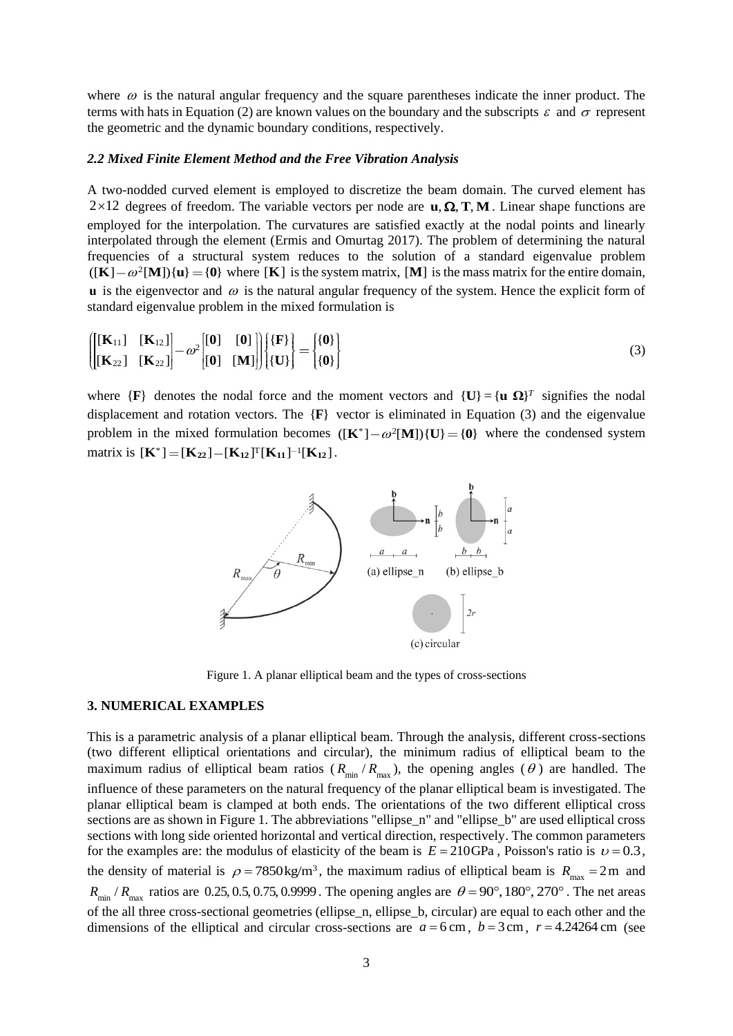where $\omega$ is the natural angular frequency and the square parentheses indicate the inner product. The terms with hats in Equation (2) are known values on the boundary and the subscripts $\varepsilon$ and $\sigma$ represent the geometric and the dynamic boundary conditions, respectively.

### *2.2 Mixed Finite Element Method and the Free Vibration Analysis*

A two-nodded curved element is employed to discretize the beam domain. The curved element has $2\times12$ degrees of freedom. The variable vectors per node are $\mathbf{u}, \mathbf{\Omega}, \mathbf{T}, \mathbf{M}$. Linear shape functions are employed for the interpolation. The curvatures are satisfied exactly at the nodal points and linearly interpolated through the element (Ermis and Omurtag 2017). The problem of determining the natural frequencies of a structural system reduces to the solution of a standard eigenvalue problem $([\mathbf{K}]-\omega^2[\mathbf{M}])\{\mathbf{u}\}=\{\mathbf{0}\}$ where $[\mathbf{K}]$ is the system matrix, $[\mathbf{M}]$ is the mass matrix for the entire domain, $\mathbf{u}$ is the eigenvector and $\omega$ is the natural angular frequency of the system. Hence the explicit form of standard eigenvalue problem in the mixed formulation is

$$\left(\begin{bmatrix}[\mathbf{K}_{11}] & [\mathbf{K}_{12}]\\ [\mathbf{K}_{22}] & [\mathbf{K}_{22}]\end{bmatrix}-\omega^2\begin{bmatrix}[\mathbf{0}] & [\mathbf{0}]\\ [\mathbf{0}] & [\mathbf{M}]\end{bmatrix}\right)\begin{Bmatrix}\{\mathbf{F}\}\\ \{\mathbf{U}\}\end{Bmatrix}=\begin{Bmatrix}\{\mathbf{0}\}\\ \{\mathbf{0}\}\end{Bmatrix} \tag{3}$$

where $\{\mathbf{F}\}$ denotes the nodal force and the moment vectors and $\{\mathbf{U}\}=\{\mathbf{u}\ \mathbf{\Omega}\}^T$ signifies the nodal displacement and rotation vectors. The $\{\mathbf{F}\}$ vector is eliminated in Equation (3) and the eigenvalue problem in the mixed formulation becomes $([\mathbf{K}^*]-\omega^2[\mathbf{M}])\{\mathbf{U}\}=\{\mathbf{0}\}$ where the condensed system matrix is $[\mathbf{K}^*]=[\mathbf{K_{22}}]-[\mathbf{K_{12}}]^{\mathrm{T}}[\mathbf{K_{11}}]^{-1}[\mathbf{K_{12}}]$.

Figure 1. A planar elliptical beam and the types of cross-sections

## 3. NUMERICAL EXAMPLES

This is a parametric analysis of a planar elliptical beam. Through the analysis, different cross-sections (two different elliptical orientations and circular), the minimum radius of elliptical beam to the maximum radius of elliptical beam ratios ($R_{\min}/R_{\max}$), the opening angles ($\theta$) are handled. The influence of these parameters on the natural frequency of the planar elliptical beam is investigated. The planar elliptical beam is clamped at both ends. The orientations of the two different elliptical cross sections are as shown in Figure 1. The abbreviations "ellipse_n" and "ellipse_b" are used elliptical cross sections with long side oriented horizontal and vertical direction, respectively. The common parameters for the examples are: the modulus of elasticity of the beam is $E=210\,\text{GPa}$, Poisson's ratio is $\upsilon=0.3$, the density of material is $\rho=7850\,\text{kg/m}^3$, the maximum radius of elliptical beam is $R_{\max}=2\,\text{m}$ and $R_{\min}/R_{\max}$ ratios are $0.25, 0.5, 0.75, 0.9999$. The opening angles are $\theta=90°, 180°, 270°$. The net areas of the all three cross-sectional geometries (ellipse_n, ellipse_b, circular) are equal to each other and the dimensions of the elliptical and circular cross-sections are $a=6\,\text{cm}$, $b=3\,\text{cm}$, $r=4.24264\,\text{cm}$ (see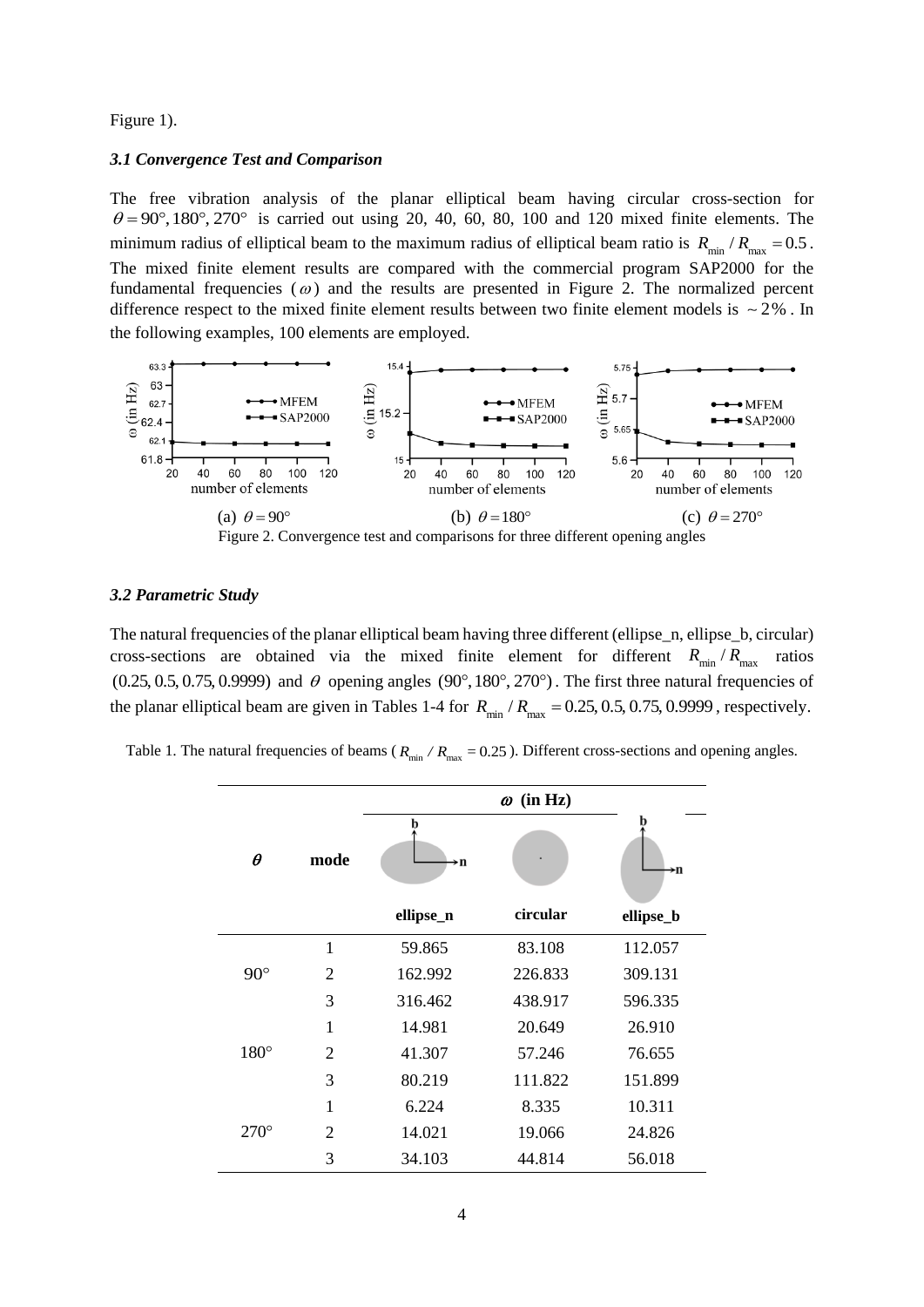Figure 1).

### *3.1 Convergence Test and Comparison*

The free vibration analysis of the planar elliptical beam having circular cross-section for $\theta = 90°, 180°, 270°$ is carried out using 20, 40, 60, 80, 100 and 120 mixed finite elements. The minimum radius of elliptical beam to the maximum radius of elliptical beam ratio is $R_{\min} / R_{\max} = 0.5$. The mixed finite element results are compared with the commercial program SAP2000 for the fundamental frequencies ($\omega$) and the results are presented in Figure 2. The normalized percent difference respect to the mixed finite element results between two finite element models is $\sim 2\%$. In the following examples, 100 elements are employed.

(a) $\theta = 90°$ (b) $\theta = 180°$ (c) $\theta = 270°$

Figure 2. Convergence test and comparisons for three different opening angles

### *3.2 Parametric Study*

The natural frequencies of the planar elliptical beam having three different (ellipse_n, ellipse_b, circular) cross-sections are obtained via the mixed finite element for different $R_{\min} / R_{\max}$ ratios $(0.25, 0.5, 0.75, 0.9999)$ and $\theta$ opening angles $(90°, 180°, 270°)$. The first three natural frequencies of the planar elliptical beam are given in Tables 1-4 for $R_{\min} / R_{\max} = 0.25, 0.5, 0.75, 0.9999$, respectively.

Table 1. The natural frequencies of beams ($R_{\min} / R_{\max} = 0.25$). Different cross-sections and opening angles.

| $\theta$ | mode | $\omega$ (in Hz) | | |
|---|---|---|---|---|
| | | ellipse_n | circular | ellipse_b |
| 90° | 1 | 59.865 | 83.108 | 112.057 |
| | 2 | 162.992 | 226.833 | 309.131 |
| | 3 | 316.462 | 438.917 | 596.335 |
| 180° | 1 | 14.981 | 20.649 | 26.910 |
| | 2 | 41.307 | 57.246 | 76.655 |
| | 3 | 80.219 | 111.822 | 151.899 |
| 270° | 1 | 6.224 | 8.335 | 10.311 |
| | 2 | 14.021 | 19.066 | 24.826 |
| | 3 | 34.103 | 44.814 | 56.018 |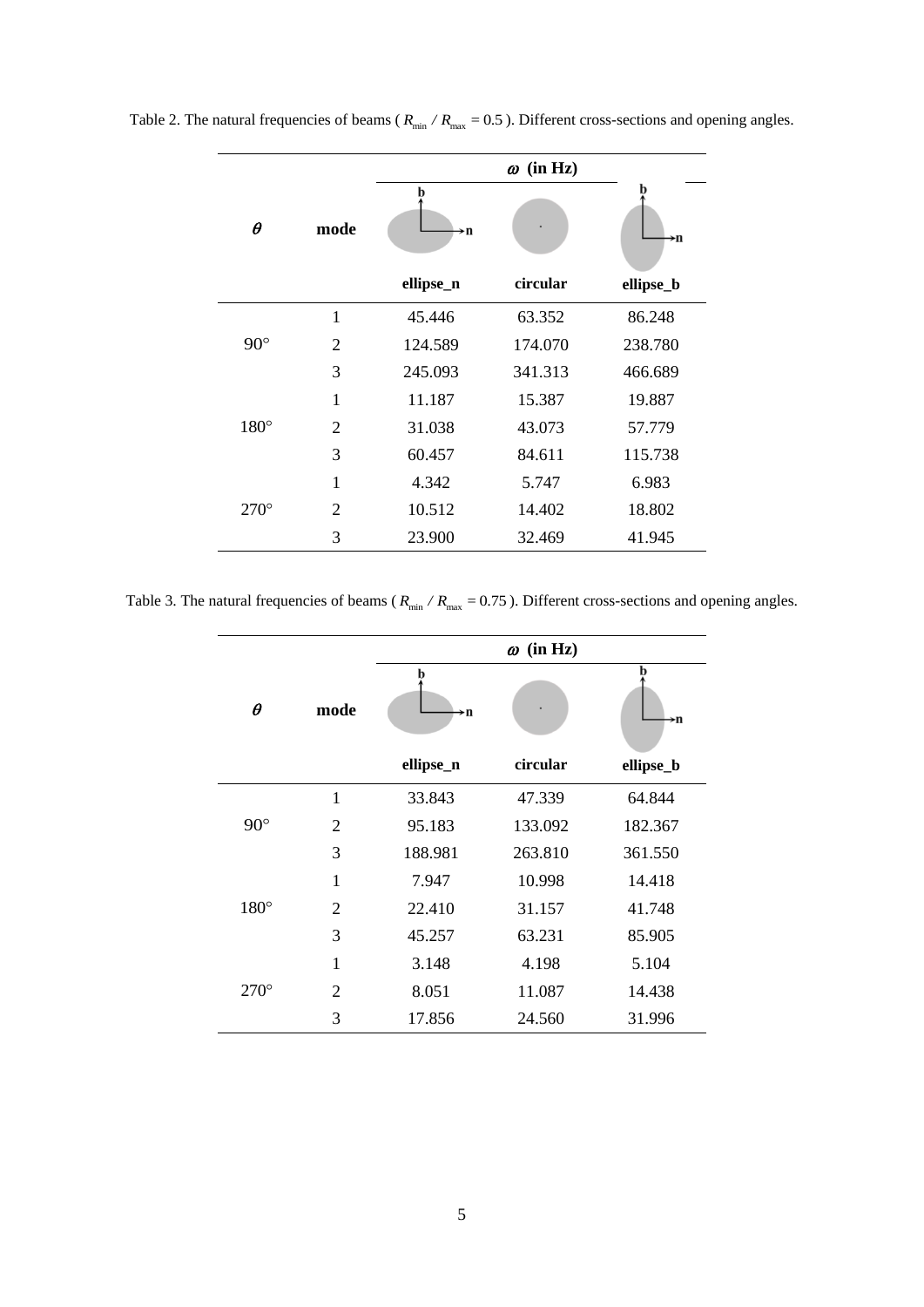Table 2. The natural frequencies of beams ( $R_{min} / R_{max} = 0.5$ ). Different cross-sections and opening angles.

| $\theta$ | mode | $\omega$ (in Hz) | | |
|---|---|---|---|---|
| | | ellipse_n | circular | ellipse_b |
| 90° | 1 | 45.446 | 63.352 | 86.248 |
| | 2 | 124.589 | 174.070 | 238.780 |
| | 3 | 245.093 | 341.313 | 466.689 |
| 180° | 1 | 11.187 | 15.387 | 19.887 |
| | 2 | 31.038 | 43.073 | 57.779 |
| | 3 | 60.457 | 84.611 | 115.738 |
| 270° | 1 | 4.342 | 5.747 | 6.983 |
| | 2 | 10.512 | 14.402 | 18.802 |
| | 3 | 23.900 | 32.469 | 41.945 |

Table 3. The natural frequencies of beams ( $R_{min} / R_{max} = 0.75$ ). Different cross-sections and opening angles.

| $\theta$ | mode | $\omega$ (in Hz) | | |
|---|---|---|---|---|
| | | ellipse_n | circular | ellipse_b |
| 90° | 1 | 33.843 | 47.339 | 64.844 |
| | 2 | 95.183 | 133.092 | 182.367 |
| | 3 | 188.981 | 263.810 | 361.550 |
| 180° | 1 | 7.947 | 10.998 | 14.418 |
| | 2 | 22.410 | 31.157 | 41.748 |
| | 3 | 45.257 | 63.231 | 85.905 |
| 270° | 1 | 3.148 | 4.198 | 5.104 |
| | 2 | 8.051 | 11.087 | 14.438 |
| | 3 | 17.856 | 24.560 | 31.996 |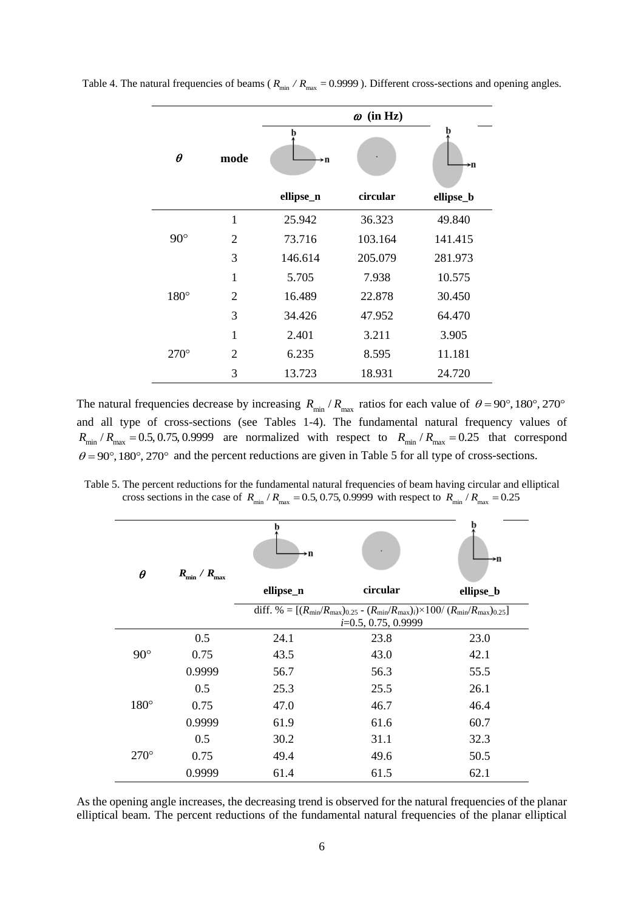Table 4. The natural frequencies of beams ( $R_{min} / R_{max} = 0.9999$ ). Different cross-sections and opening angles.

| $\theta$ | mode | $\omega$ (in Hz) | | |
|---|---|---|---|---|
| | | ellipse_n | circular | ellipse_b |
| 90° | 1 | 25.942 | 36.323 | 49.840 |
| | 2 | 73.716 | 103.164 | 141.415 |
| | 3 | 146.614 | 205.079 | 281.973 |
| 180° | 1 | 5.705 | 7.938 | 10.575 |
| | 2 | 16.489 | 22.878 | 30.450 |
| | 3 | 34.426 | 47.952 | 64.470 |
| 270° | 1 | 2.401 | 3.211 | 3.905 |
| | 2 | 6.235 | 8.595 | 11.181 |
| | 3 | 13.723 | 18.931 | 24.720 |

The natural frequencies decrease by increasing $R_{min} / R_{max}$ ratios for each value of $\theta = 90°, 180°, 270°$ and all type of cross-sections (see Tables 1-4). The fundamental natural frequency values of $R_{min} / R_{max} = 0.5, 0.75, 0.9999$ are normalized with respect to $R_{min} / R_{max} = 0.25$ that correspond $\theta = 90°, 180°, 270°$ and the percent reductions are given in Table 5 for all type of cross-sections.

Table 5. The percent reductions for the fundamental natural frequencies of beam having circular and elliptical cross sections in the case of $R_{min} / R_{max} = 0.5, 0.75, 0.9999$ with respect to $R_{min} / R_{max} = 0.25$

| $\theta$ | $R_{min} / R_{max}$ | ellipse_n | circular | ellipse_b |
|---|---|---|---|---|
| | | diff. % = $[(R_{min}/R_{max})_{0.25} - (R_{min}/R_{max})_i) \times 100 / (R_{min}/R_{max})_{0.25}]$ $i$=0.5, 0.75, 0.9999 | | |
| 90° | 0.5 | 24.1 | 23.8 | 23.0 |
| | 0.75 | 43.5 | 43.0 | 42.1 |
| | 0.9999 | 56.7 | 56.3 | 55.5 |
| 180° | 0.5 | 25.3 | 25.5 | 26.1 |
| | 0.75 | 47.0 | 46.7 | 46.4 |
| | 0.9999 | 61.9 | 61.6 | 60.7 |
| 270° | 0.5 | 30.2 | 31.1 | 32.3 |
| | 0.75 | 49.4 | 49.6 | 50.5 |
| | 0.9999 | 61.4 | 61.5 | 62.1 |

As the opening angle increases, the decreasing trend is observed for the natural frequencies of the planar elliptical beam. The percent reductions of the fundamental natural frequencies of the planar elliptical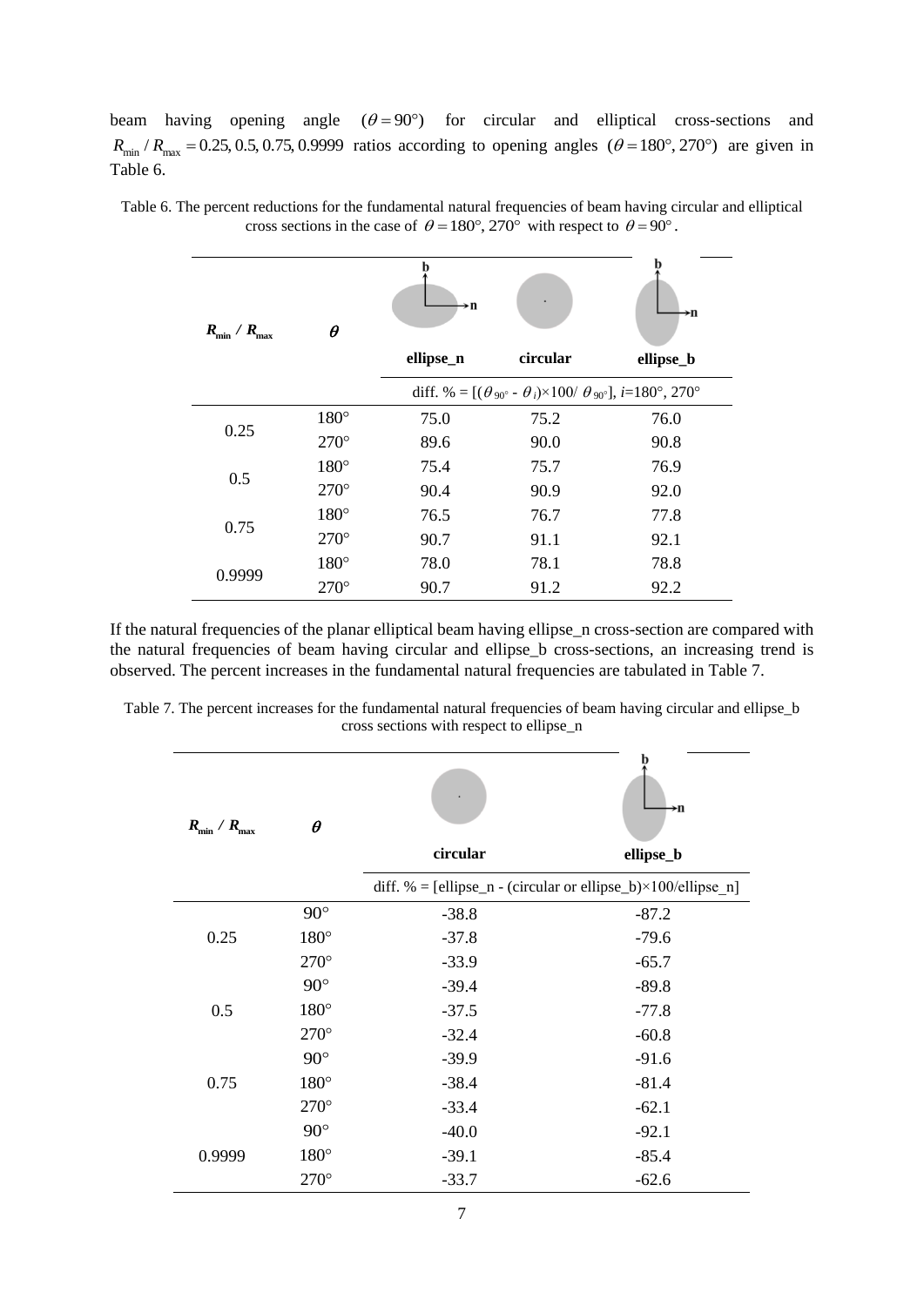beam having opening angle $(\theta = 90°)$ for circular and elliptical cross-sections and $R_{\min} / R_{\max} = 0.25, 0.5, 0.75, 0.9999$ ratios according to opening angles $(\theta = 180°, 270°)$ are given in Table 6.

Table 6. The percent reductions for the fundamental natural frequencies of beam having circular and elliptical cross sections in the case of $\theta = 180°, 270°$ with respect to $\theta = 90°$.

| $R_{\min}$ / $R_{\max}$ | $\theta$ | ellipse_n | circular | ellipse_b |
|---|---|---|---|---|
| | | diff. % = [($\theta_{90°}$ - $\theta_i$)×100/ $\theta_{90°}$], $i$=180°, 270° | | |
| 0.25 | 180° | 75.0 | 75.2 | 76.0 |
| | 270° | 89.6 | 90.0 | 90.8 |
| 0.5 | 180° | 75.4 | 75.7 | 76.9 |
| | 270° | 90.4 | 90.9 | 92.0 |
| 0.75 | 180° | 76.5 | 76.7 | 77.8 |
| | 270° | 90.7 | 91.1 | 92.1 |
| 0.9999 | 180° | 78.0 | 78.1 | 78.8 |
| | 270° | 90.7 | 91.2 | 92.2 |

If the natural frequencies of the planar elliptical beam having ellipse_n cross-section are compared with the natural frequencies of beam having circular and ellipse_b cross-sections, an increasing trend is observed. The percent increases in the fundamental natural frequencies are tabulated in Table 7.

Table 7. The percent increases for the fundamental natural frequencies of beam having circular and ellipse_b cross sections with respect to ellipse_n

| $R_{\min}$ / $R_{\max}$ | $\theta$ | circular | ellipse_b |
|---|---|---|---|
| | | diff. % = [ellipse_n - (circular or ellipse_b)×100/ellipse_n] | |
| 0.25 | 90° | -38.8 | -87.2 |
| | 180° | -37.8 | -79.6 |
| | 270° | -33.9 | -65.7 |
| 0.5 | 90° | -39.4 | -89.8 |
| | 180° | -37.5 | -77.8 |
| | 270° | -32.4 | -60.8 |
| 0.75 | 90° | -39.9 | -91.6 |
| | 180° | -38.4 | -81.4 |
| | 270° | -33.4 | -62.1 |
| 0.9999 | 90° | -40.0 | -92.1 |
| | 180° | -39.1 | -85.4 |
| | 270° | -33.7 | -62.6 |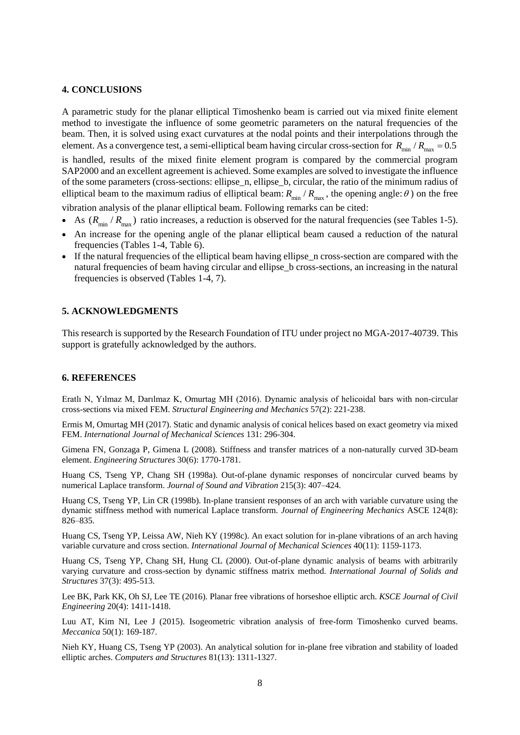## 4. CONCLUSIONS

A parametric study for the planar elliptical Timoshenko beam is carried out via mixed finite element method to investigate the influence of some geometric parameters on the natural frequencies of the beam. Then, it is solved using exact curvatures at the nodal points and their interpolations through the element. As a convergence test, a semi-elliptical beam having circular cross-section for $R_{\min} / R_{\max} = 0.5$ is handled, results of the mixed finite element program is compared by the commercial program SAP2000 and an excellent agreement is achieved. Some examples are solved to investigate the influence of the some parameters (cross-sections: ellipse_n, ellipse_b, circular, the ratio of the minimum radius of elliptical beam to the maximum radius of elliptical beam: $R_{\min} / R_{\max}$, the opening angle: $\theta$ ) on the free vibration analysis of the planar elliptical beam. Following remarks can be cited:

- As $(R_{\min} / R_{\max})$ ratio increases, a reduction is observed for the natural frequencies (see Tables 1-5).
- An increase for the opening angle of the planar elliptical beam caused a reduction of the natural frequencies (Tables 1-4, Table 6).
- If the natural frequencies of the elliptical beam having ellipse_n cross-section are compared with the natural frequencies of beam having circular and ellipse_b cross-sections, an increasing in the natural frequencies is observed (Tables 1-4, 7).

## 5. ACKNOWLEDGMENTS

This research is supported by the Research Foundation of ITU under project no MGA-2017-40739. This support is gratefully acknowledged by the authors.

## 6. REFERENCES

Eratlı N, Yılmaz M, Darılmaz K, Omurtag MH (2016). Dynamic analysis of helicoidal bars with non-circular cross-sections via mixed FEM. *Structural Engineering and Mechanics* 57(2): 221-238.

Ermis M, Omurtag MH (2017). Static and dynamic analysis of conical helices based on exact geometry via mixed FEM. *International Journal of Mechanical Sciences* 131: 296-304.

Gimena FN, Gonzaga P, Gimena L (2008). Stiffness and transfer matrices of a non-naturally curved 3D-beam element. *Engineering Structures* 30(6): 1770-1781.

Huang CS, Tseng YP, Chang SH (1998a). Out-of-plane dynamic responses of noncircular curved beams by numerical Laplace transform. *Journal of Sound and Vibration* 215(3): 407–424.

Huang CS, Tseng YP, Lin CR (1998b). In-plane transient responses of an arch with variable curvature using the dynamic stiffness method with numerical Laplace transform. *Journal of Engineering Mechanics* ASCE 124(8): 826–835.

Huang CS, Tseng YP, Leissa AW, Nieh KY (1998c). An exact solution for in-plane vibrations of an arch having variable curvature and cross section. *International Journal of Mechanical Sciences* 40(11): 1159-1173.

Huang CS, Tseng YP, Chang SH, Hung CL (2000). Out-of-plane dynamic analysis of beams with arbitrarily varying curvature and cross-section by dynamic stiffness matrix method. *International Journal of Solids and Structures* 37(3): 495-513.

Lee BK, Park KK, Oh SJ, Lee TE (2016). Planar free vibrations of horseshoe elliptic arch. *KSCE Journal of Civil Engineering* 20(4): 1411-1418.

Luu AT, Kim NI, Lee J (2015). Isogeometric vibration analysis of free-form Timoshenko curved beams. *Meccanica* 50(1): 169-187.

Nieh KY, Huang CS, Tseng YP (2003). An analytical solution for in-plane free vibration and stability of loaded elliptic arches. *Computers and Structures* 81(13): 1311-1327.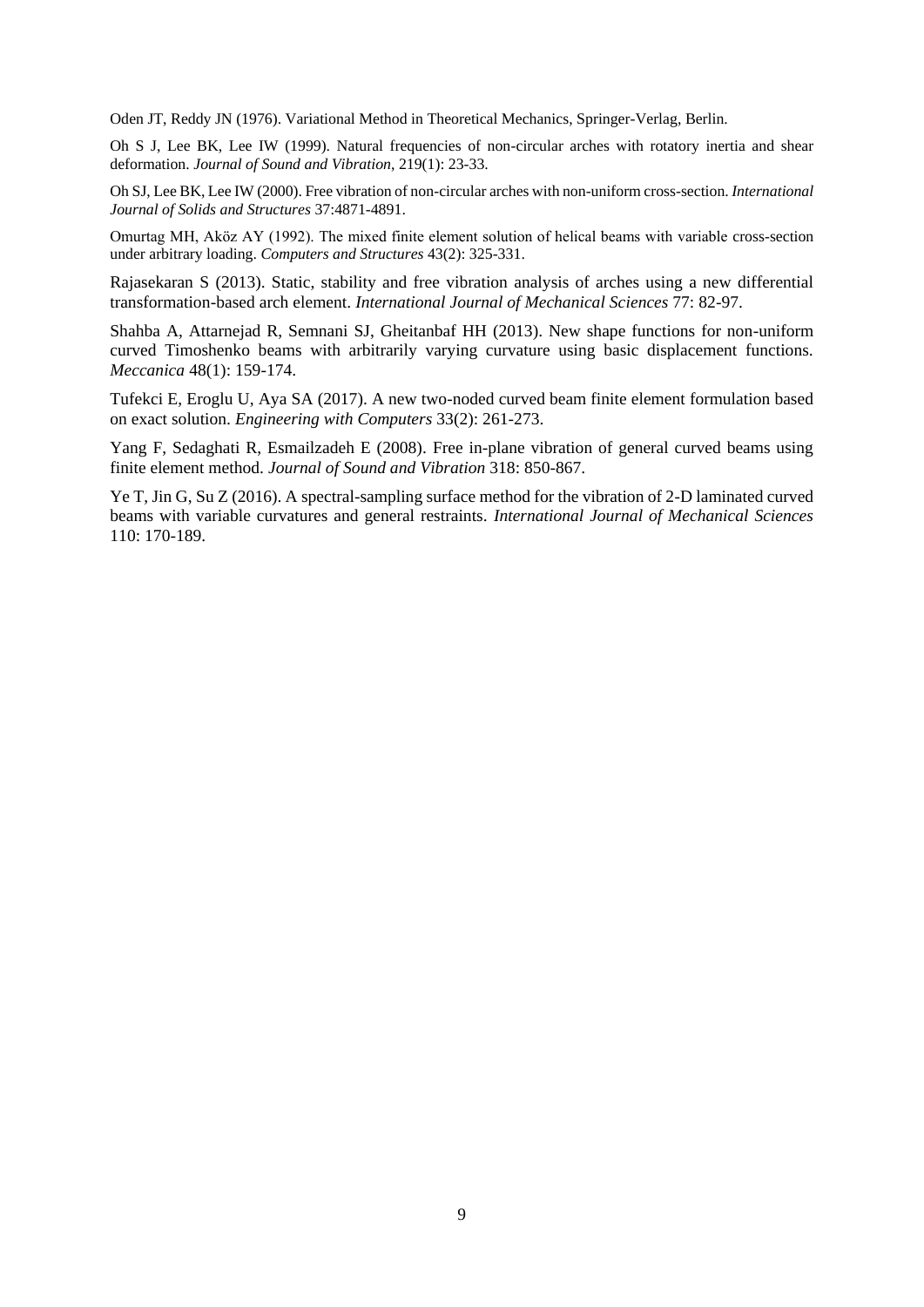Oden JT, Reddy JN (1976). Variational Method in Theoretical Mechanics, Springer-Verlag, Berlin.

Oh S J, Lee BK, Lee IW (1999). Natural frequencies of non-circular arches with rotatory inertia and shear deformation. *Journal of Sound and Vibration*, 219(1): 23-33.

Oh SJ, Lee BK, Lee IW (2000). Free vibration of non-circular arches with non-uniform cross-section. *International Journal of Solids and Structures* 37:4871-4891.

Omurtag MH, Aköz AY (1992). The mixed finite element solution of helical beams with variable cross-section under arbitrary loading. *Computers and Structures* 43(2): 325-331.

Rajasekaran S (2013). Static, stability and free vibration analysis of arches using a new differential transformation-based arch element. *International Journal of Mechanical Sciences* 77: 82-97.

Shahba A, Attarnejad R, Semnani SJ, Gheitanbaf HH (2013). New shape functions for non-uniform curved Timoshenko beams with arbitrarily varying curvature using basic displacement functions. *Meccanica* 48(1): 159-174.

Tufekci E, Eroglu U, Aya SA (2017). A new two-noded curved beam finite element formulation based on exact solution. *Engineering with Computers* 33(2): 261-273.

Yang F, Sedaghati R, Esmailzadeh E (2008). Free in-plane vibration of general curved beams using finite element method. *Journal of Sound and Vibration* 318: 850-867.

Ye T, Jin G, Su Z (2016). A spectral-sampling surface method for the vibration of 2-D laminated curved beams with variable curvatures and general restraints. *International Journal of Mechanical Sciences* 110: 170-189.